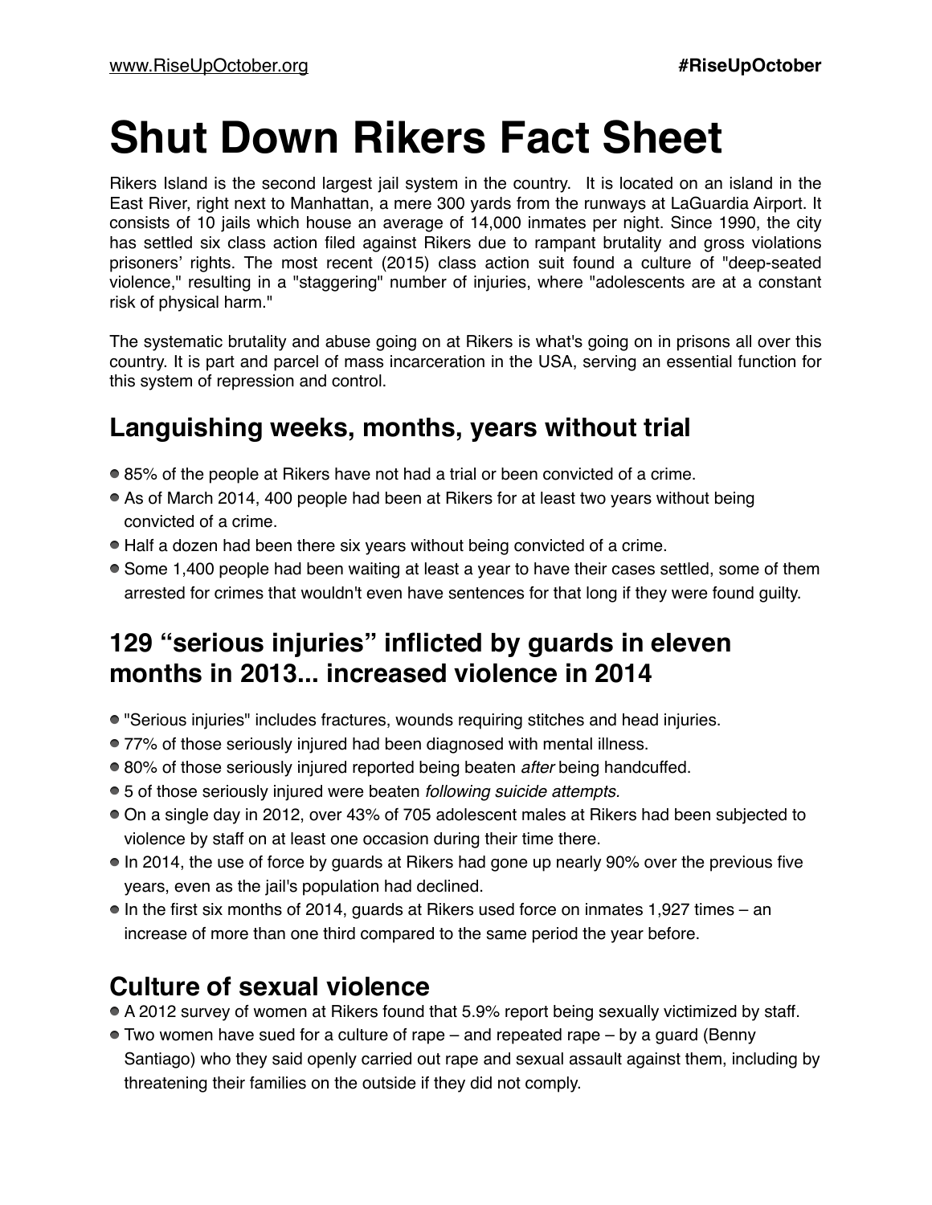# Shut Down Rikers Fact Sheet

Rikers Island is the second largest jail system in the country. It is located on an island in the East River, right next to Manhattan, a mere 300 yards from the runways at LaGuardia Airport. It consists of 10 jails which house an average of 14,000 inmates per night. Since 1990, the city has settled six class action filed against Rikers due to rampant brutality and gross violations prisoners' rights. The most recent (2015) class action suit found a culture of "deep-seated violence," resulting in a "staggering" number of injuries, where "adolescents are at a constant risk of physical harm."

The systematic brutality and abuse going on at Rikers is what's going on in prisons all over this country. It is part and parcel of mass incarceration in the USA, serving an essential function for this system of repression and control.

## Languishing weeks, months, years without trial

- 85% of the people at Rikers have not had a trial or been convicted of a crime.
- As of March 2014, 400 people had been at Rikers for at least two years without being convicted of a crime.
- Half a dozen had been there six years without being convicted of a crime.
- Some 1,400 people had been waiting at least a year to have their cases settled, some of them arrested for crimes that wouldn't even have sentences for that long if they were found guilty.

## 129 "serious injuries" inflicted by guards in eleven months in 2013... increased violence in 2014

- "Serious injuries" includes fractures, wounds requiring stitches and head injuries.
- 77% of those seriously injured had been diagnosed with mental illness.
- 80% of those seriously injured reported being beaten *after* being handcuffed.
- 5 of those seriously injured were beaten *following suicide attempts.*
- On a single day in 2012, over 43% of 705 adolescent males at Rikers had been subjected to violence by staff on at least one occasion during their time there.
- In 2014, the use of force by guards at Rikers had gone up nearly 90% over the previous five years, even as the jail's population had declined.
- In the first six months of 2014, guards at Rikers used force on inmates 1,927 times – an increase of more than one third compared to the same period the year before.

## Culture of sexual violence

- A 2012 survey of women at Rikers found that 5.9% report being sexually victimized by staff.
- Two women have sued for a culture of rape – and repeated rape – by a guard (Benny Santiago) who they said openly carried out rape and sexual assault against them, including by threatening their families on the outside if they did not comply.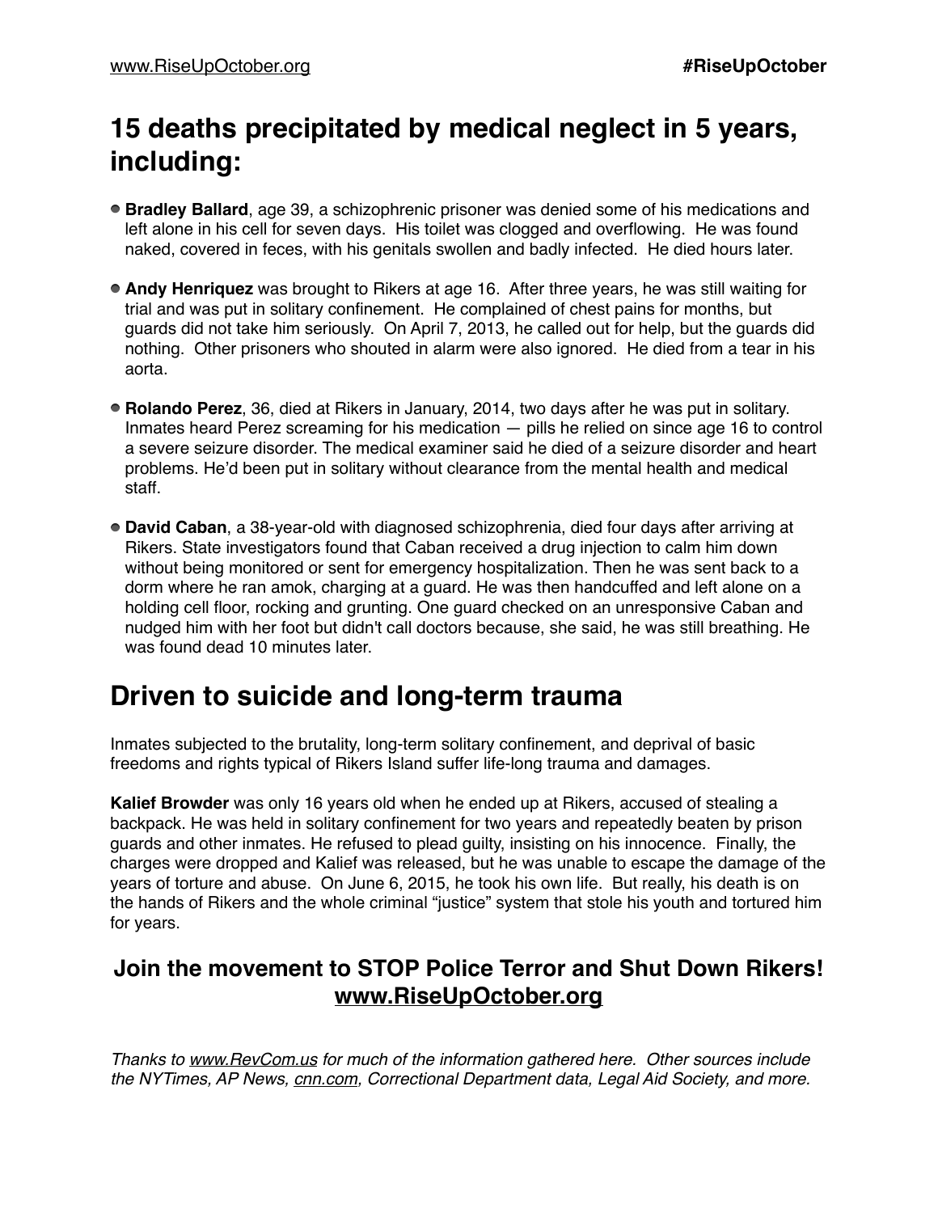## 15 deaths precipitated by medical neglect in 5 years, including:

- **Bradley Ballard**, age 39, a schizophrenic prisoner was denied some of his medications and left alone in his cell for seven days. His toilet was clogged and overflowing. He was found naked, covered in feces, with his genitals swollen and badly infected. He died hours later.

- **Andy Henriquez** was brought to Rikers at age 16. After three years, he was still waiting for trial and was put in solitary confinement. He complained of chest pains for months, but guards did not take him seriously. On April 7, 2013, he called out for help, but the guards did nothing. Other prisoners who shouted in alarm were also ignored. He died from a tear in his aorta.

- **Rolando Perez**, 36, died at Rikers in January, 2014, two days after he was put in solitary. Inmates heard Perez screaming for his medication — pills he relied on since age 16 to control a severe seizure disorder. The medical examiner said he died of a seizure disorder and heart problems. He'd been put in solitary without clearance from the mental health and medical staff.

- **David Caban**, a 38-year-old with diagnosed schizophrenia, died four days after arriving at Rikers. State investigators found that Caban received a drug injection to calm him down without being monitored or sent for emergency hospitalization. Then he was sent back to a dorm where he ran amok, charging at a guard. He was then handcuffed and left alone on a holding cell floor, rocking and grunting. One guard checked on an unresponsive Caban and nudged him with her foot but didn't call doctors because, she said, he was still breathing. He was found dead 10 minutes later.

# Driven to suicide and long-term trauma

Inmates subjected to the brutality, long-term solitary confinement, and deprival of basic freedoms and rights typical of Rikers Island suffer life-long trauma and damages.

**Kalief Browder** was only 16 years old when he ended up at Rikers, accused of stealing a backpack. He was held in solitary confinement for two years and repeatedly beaten by prison guards and other inmates. He refused to plead guilty, insisting on his innocence. Finally, the charges were dropped and Kalief was released, but he was unable to escape the damage of the years of torture and abuse. On June 6, 2015, he took his own life. But really, his death is on the hands of Rikers and the whole criminal "justice" system that stole his youth and tortured him for years.

### Join the movement to STOP Police Terror and Shut Down Rikers! www.RiseUpOctober.org

*Thanks to www.RevCom.us for much of the information gathered here. Other sources include the NYTimes, AP News, cnn.com, Correctional Department data, Legal Aid Society, and more.*